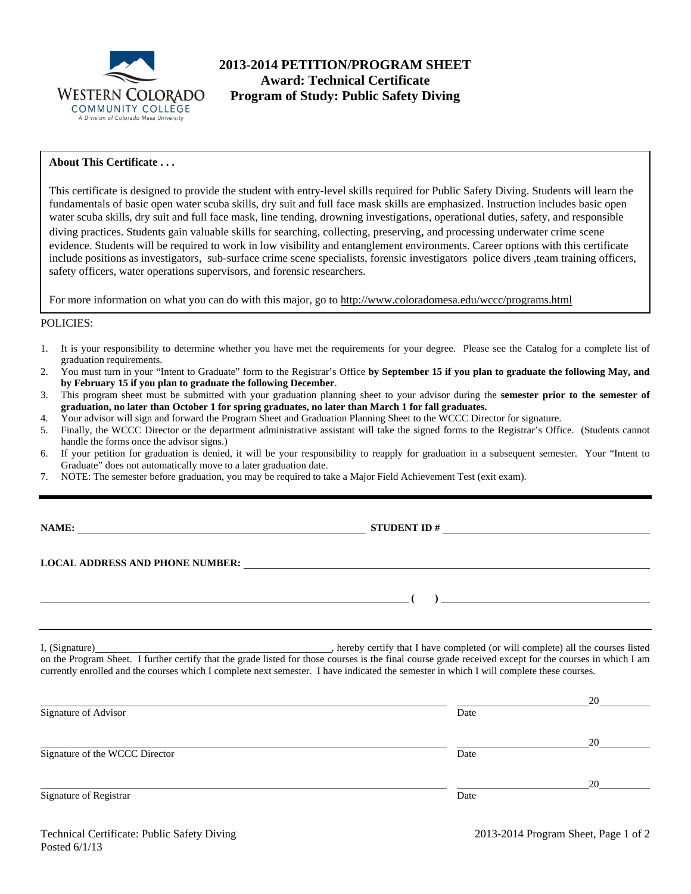Western Colorado Community College
A Division of Colorado Mesa University

# 2013-2014 PETITION/PROGRAM SHEET
## Award: Technical Certificate
## Program of Study: Public Safety Diving

**About This Certificate . . .**

This certificate is designed to provide the student with entry-level skills required for Public Safety Diving. Students will learn the fundamentals of basic open water scuba skills, dry suit and full face mask skills are emphasized. Instruction includes basic open water scuba skills, dry suit and full face mask, line tending, drowning investigations, operational duties, safety, and responsible diving practices. Students gain valuable skills for searching, collecting, preserving, and processing underwater crime scene evidence. Students will be required to work in low visibility and entanglement environments. Career options with this certificate include positions as investigators, sub-surface crime scene specialists, forensic investigators police divers ,team training officers, safety officers, water operations supervisors, and forensic researchers.

For more information on what you can do with this major, go to http://www.coloradomesa.edu/wccc/programs.html

POLICIES:

1. It is your responsibility to determine whether you have met the requirements for your degree. Please see the Catalog for a complete list of graduation requirements.
2. You must turn in your "Intent to Graduate" form to the Registrar's Office **by September 15 if you plan to graduate the following May, and by February 15 if you plan to graduate the following December**.
3. This program sheet must be submitted with your graduation planning sheet to your advisor during the **semester prior to the semester of graduation, no later than October 1 for spring graduates, no later than March 1 for fall graduates.**
4. Your advisor will sign and forward the Program Sheet and Graduation Planning Sheet to the WCCC Director for signature.
5. Finally, the WCCC Director or the department administrative assistant will take the signed forms to the Registrar's Office. (Students cannot handle the forms once the advisor signs.)
6. If your petition for graduation is denied, it will be your responsibility to reapply for graduation in a subsequent semester. Your "Intent to Graduate" does not automatically move to a later graduation date.
7. NOTE: The semester before graduation, you may be required to take a Major Field Achievement Test (exit exam).

---

**NAME:** ______________________________ **STUDENT ID #** ______________________________

**LOCAL ADDRESS AND PHONE NUMBER:** ______________________________

______________________________ **( )** ______________________________

---

I, (Signature)______________________________, hereby certify that I have completed (or will complete) all the courses listed on the Program Sheet. I further certify that the grade listed for those courses is the final course grade received except for the courses in which I am currently enrolled and the courses which I complete next semester. I have indicated the semester in which I will complete these courses.

______________________________ ______________ 20______
Signature of Advisor Date

______________________________ ______________ 20______
Signature of the WCCC Director Date

______________________________ ______________ 20______
Signature of Registrar Date

Technical Certificate: Public Safety Diving
Posted 6/1/13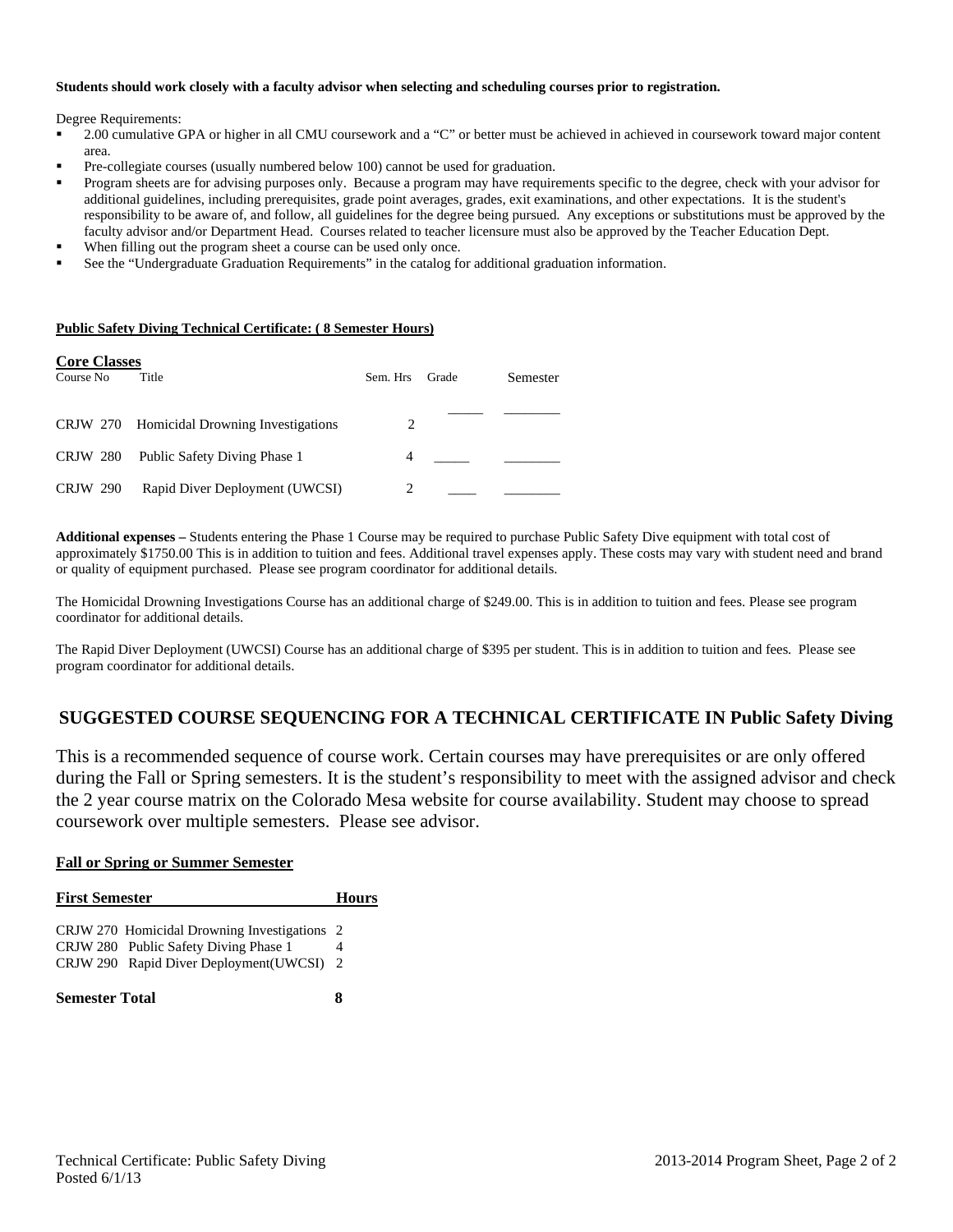**Students should work closely with a faculty advisor when selecting and scheduling courses prior to registration.**

Degree Requirements:

- 2.00 cumulative GPA or higher in all CMU coursework and a "C" or better must be achieved in achieved in coursework toward major content area.
- Pre-collegiate courses (usually numbered below 100) cannot be used for graduation.
- Program sheets are for advising purposes only. Because a program may have requirements specific to the degree, check with your advisor for additional guidelines, including prerequisites, grade point averages, grades, exit examinations, and other expectations. It is the student's responsibility to be aware of, and follow, all guidelines for the degree being pursued. Any exceptions or substitutions must be approved by the faculty advisor and/or Department Head. Courses related to teacher licensure must also be approved by the Teacher Education Dept.
- When filling out the program sheet a course can be used only once.
- See the "Undergraduate Graduation Requirements" in the catalog for additional graduation information.

**Public Safety Diving Technical Certificate: ( 8 Semester Hours)**

**Core Classes**

| Course No | Title | Sem. Hrs | Grade | Semester |
|---|---|---|---|---|
| CRJW 270 | Homicidal Drowning Investigations | 2 | _____ | ________ |
| CRJW 280 | Public Safety Diving Phase 1 | 4 | _____ | ________ |
| CRJW 290 | Rapid Diver Deployment (UWCSI) | 2 | ____ | ________ |

**Additional expenses –** Students entering the Phase 1 Course may be required to purchase Public Safety Dive equipment with total cost of approximately $1750.00 This is in addition to tuition and fees. Additional travel expenses apply. These costs may vary with student need and brand or quality of equipment purchased. Please see program coordinator for additional details.

The Homicidal Drowning Investigations Course has an additional charge of $249.00. This is in addition to tuition and fees. Please see program coordinator for additional details.

The Rapid Diver Deployment (UWCSI) Course has an additional charge of $395 per student. This is in addition to tuition and fees. Please see program coordinator for additional details.

## SUGGESTED COURSE SEQUENCING FOR A TECHNICAL CERTIFICATE IN Public Safety Diving

This is a recommended sequence of course work. Certain courses may have prerequisites or are only offered during the Fall or Spring semesters. It is the student's responsibility to meet with the assigned advisor and check the 2 year course matrix on the Colorado Mesa website for course availability. Student may choose to spread coursework over multiple semesters. Please see advisor.

**Fall or Spring or Summer Semester**

| First Semester | Hours |
|---|---|
| CRJW 270 Homicidal Drowning Investigations | 2 |
| CRJW 280 Public Safety Diving Phase 1 | 4 |
| CRJW 290 Rapid Diver Deployment(UWCSI) | 2 |
| **Semester Total** | **8** |

Technical Certificate: Public Safety Diving
Posted 6/1/13